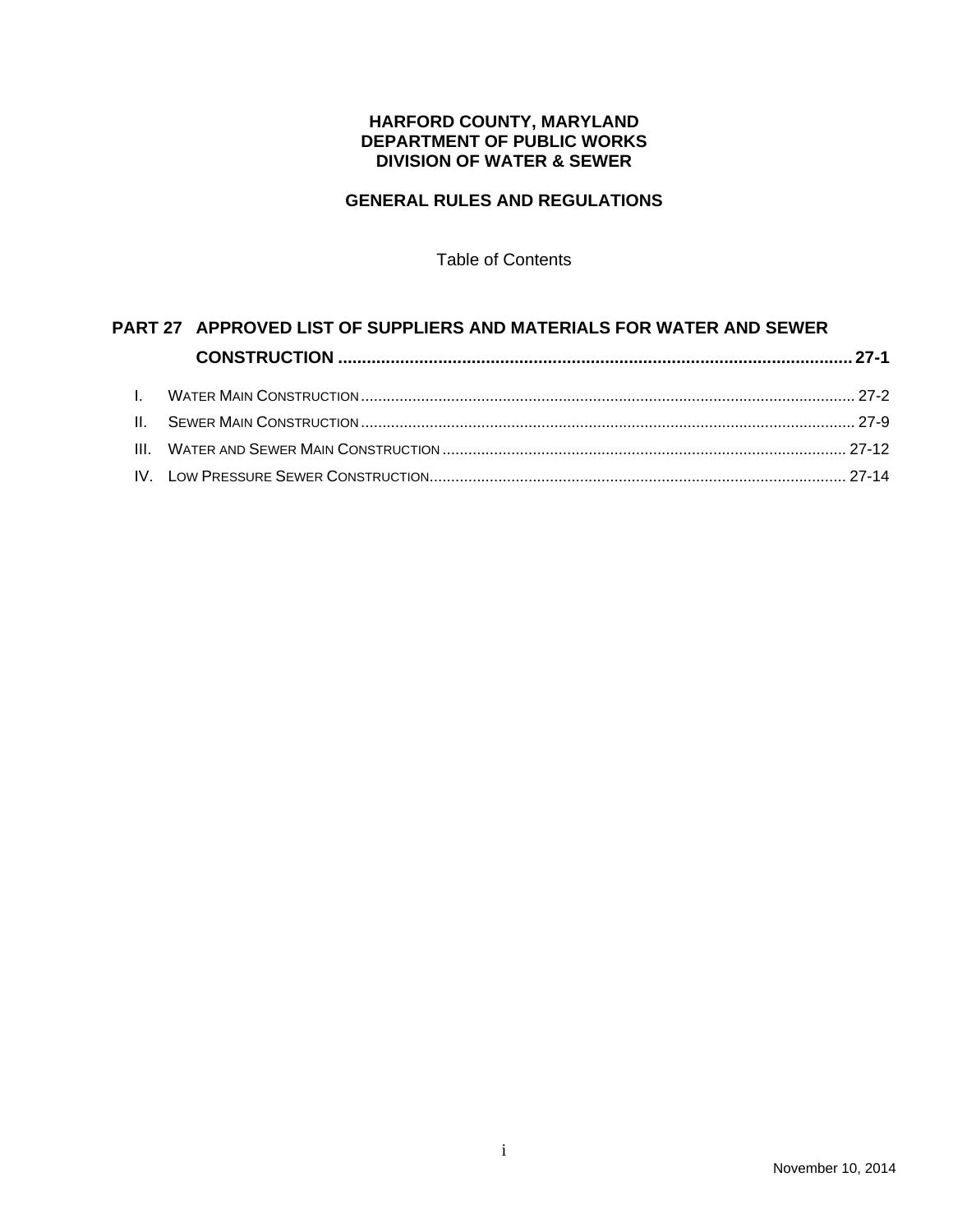**HARFORD COUNTY, MARYLAND**
**DEPARTMENT OF PUBLIC WORKS**
**DIVISION OF WATER & SEWER**

**GENERAL RULES AND REGULATIONS**

Table of Contents

**PART 27 APPROVED LIST OF SUPPLIERS AND MATERIALS FOR WATER AND SEWER CONSTRUCTION .......... 27-1**

I. WATER MAIN CONSTRUCTION .......... 27-2
II. SEWER MAIN CONSTRUCTION .......... 27-9
III. WATER AND SEWER MAIN CONSTRUCTION .......... 27-12
IV. LOW PRESSURE SEWER CONSTRUCTION .......... 27-14

November 10, 2014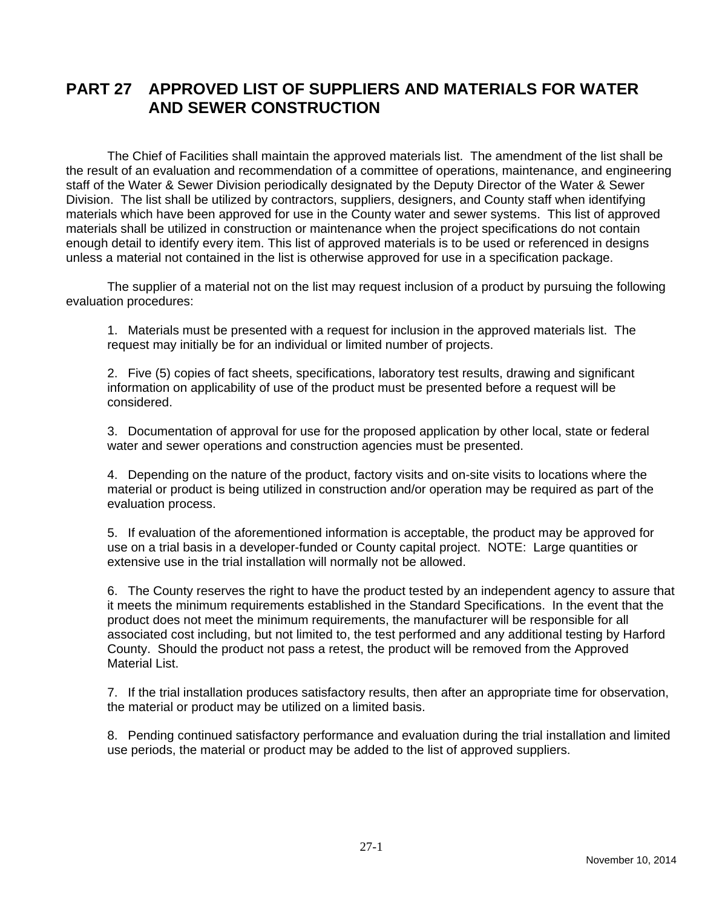# PART 27 APPROVED LIST OF SUPPLIERS AND MATERIALS FOR WATER AND SEWER CONSTRUCTION

The Chief of Facilities shall maintain the approved materials list. The amendment of the list shall be the result of an evaluation and recommendation of a committee of operations, maintenance, and engineering staff of the Water & Sewer Division periodically designated by the Deputy Director of the Water & Sewer Division. The list shall be utilized by contractors, suppliers, designers, and County staff when identifying materials which have been approved for use in the County water and sewer systems. This list of approved materials shall be utilized in construction or maintenance when the project specifications do not contain enough detail to identify every item. This list of approved materials is to be used or referenced in designs unless a material not contained in the list is otherwise approved for use in a specification package.

The supplier of a material not on the list may request inclusion of a product by pursuing the following evaluation procedures:

1. Materials must be presented with a request for inclusion in the approved materials list. The request may initially be for an individual or limited number of projects.

2. Five (5) copies of fact sheets, specifications, laboratory test results, drawing and significant information on applicability of use of the product must be presented before a request will be considered.

3. Documentation of approval for use for the proposed application by other local, state or federal water and sewer operations and construction agencies must be presented.

4. Depending on the nature of the product, factory visits and on-site visits to locations where the material or product is being utilized in construction and/or operation may be required as part of the evaluation process.

5. If evaluation of the aforementioned information is acceptable, the product may be approved for use on a trial basis in a developer-funded or County capital project. NOTE: Large quantities or extensive use in the trial installation will normally not be allowed.

6. The County reserves the right to have the product tested by an independent agency to assure that it meets the minimum requirements established in the Standard Specifications. In the event that the product does not meet the minimum requirements, the manufacturer will be responsible for all associated cost including, but not limited to, the test performed and any additional testing by Harford County. Should the product not pass a retest, the product will be removed from the Approved Material List.

7. If the trial installation produces satisfactory results, then after an appropriate time for observation, the material or product may be utilized on a limited basis.

8. Pending continued satisfactory performance and evaluation during the trial installation and limited use periods, the material or product may be added to the list of approved suppliers.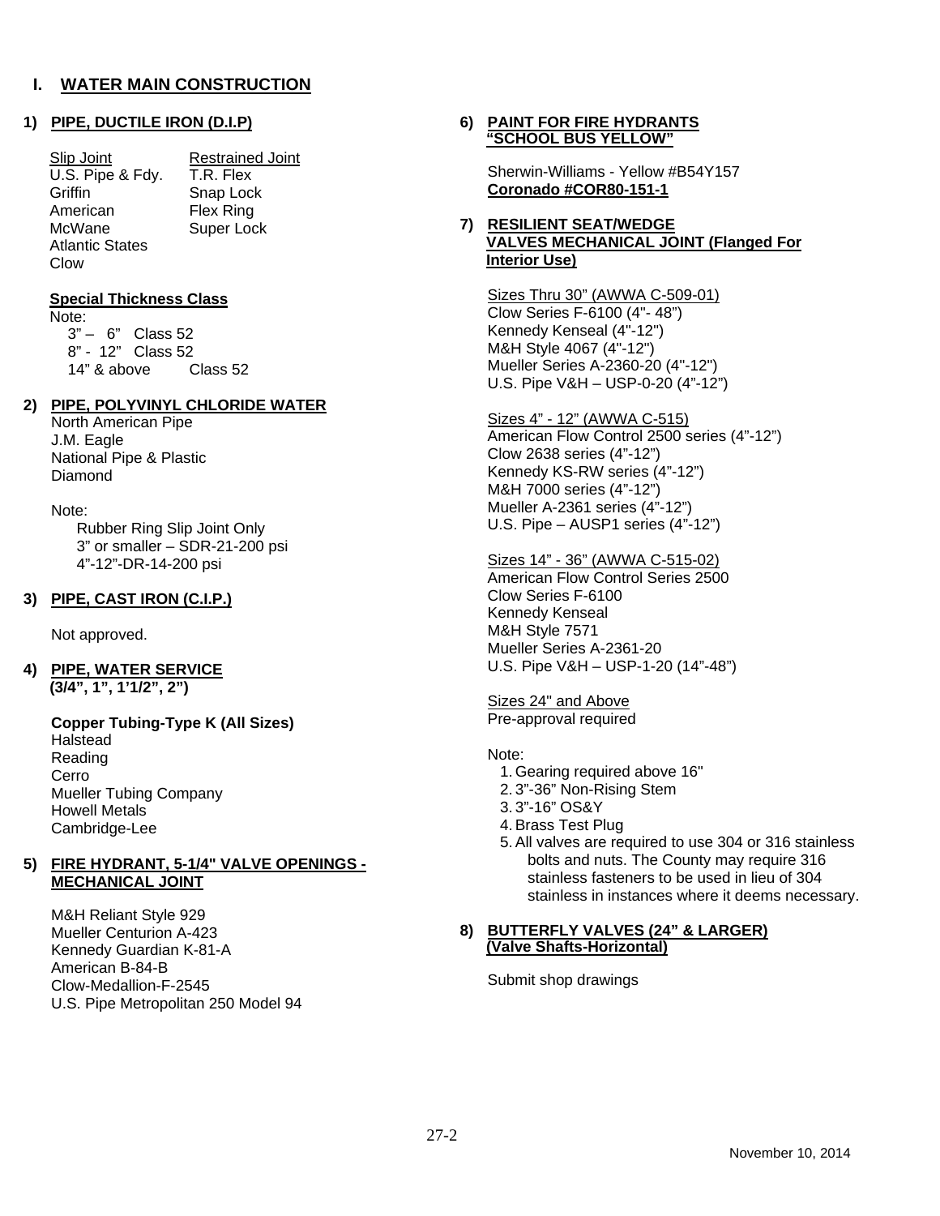# I. WATER MAIN CONSTRUCTION

## 1) PIPE, DUCTILE IRON (D.I.P)

| Slip Joint | Restrained Joint |
|---|---|
| U.S. Pipe & Fdy. | T.R. Flex |
| Griffin | Snap Lock |
| American | Flex Ring |
| McWane | Super Lock |
| Atlantic States | |
| Clow | |

**Special Thickness Class**

Note:

3" – 6" Class 52
8" - 12" Class 52
14" & above Class 52

## 2) PIPE, POLYVINYL CHLORIDE WATER

North American Pipe
J.M. Eagle
National Pipe & Plastic
Diamond

Note:

Rubber Ring Slip Joint Only
3" or smaller – SDR-21-200 psi
4"-12"-DR-14-200 psi

## 3) PIPE, CAST IRON (C.I.P.)

Not approved.

## 4) PIPE, WATER SERVICE (3/4", 1", 1'1/2", 2")

**Copper Tubing-Type K (All Sizes)**

Halstead
Reading
Cerro
Mueller Tubing Company
Howell Metals
Cambridge-Lee

## 5) FIRE HYDRANT, 5-1/4" VALVE OPENINGS - MECHANICAL JOINT

M&H Reliant Style 929
Mueller Centurion A-423
Kennedy Guardian K-81-A
American B-84-B
Clow-Medallion-F-2545
U.S. Pipe Metropolitan 250 Model 94

## 6) PAINT FOR FIRE HYDRANTS "SCHOOL BUS YELLOW"

Sherwin-Williams - Yellow #B54Y157
**Coronado #COR80-151-1**

## 7) RESILIENT SEAT/WEDGE VALVES MECHANICAL JOINT (Flanged For Interior Use)

Sizes Thru 30" (AWWA C-509-01)

Clow Series F-6100 (4"- 48")
Kennedy Kenseal (4"-12")
M&H Style 4067 (4"-12")
Mueller Series A-2360-20 (4"-12")
U.S. Pipe V&H – USP-0-20 (4"-12")

Sizes 4" - 12" (AWWA C-515)

American Flow Control 2500 series (4"-12")
Clow 2638 series (4"-12")
Kennedy KS-RW series (4"-12")
M&H 7000 series (4"-12")
Mueller A-2361 series (4"-12")
U.S. Pipe – AUSP1 series (4"-12")

Sizes 14" - 36" (AWWA C-515-02)

American Flow Control Series 2500
Clow Series F-6100
Kennedy Kenseal
M&H Style 7571
Mueller Series A-2361-20
U.S. Pipe V&H – USP-1-20 (14"-48")

Sizes 24" and Above

Pre-approval required

Note:

1. Gearing required above 16"
2. 3"-36" Non-Rising Stem
3. 3"-16" OS&Y
4. Brass Test Plug
5. All valves are required to use 304 or 316 stainless bolts and nuts. The County may require 316 stainless fasteners to be used in lieu of 304 stainless in instances where it deems necessary.

## 8) BUTTERFLY VALVES (24" & LARGER) (Valve Shafts-Horizontal)

Submit shop drawings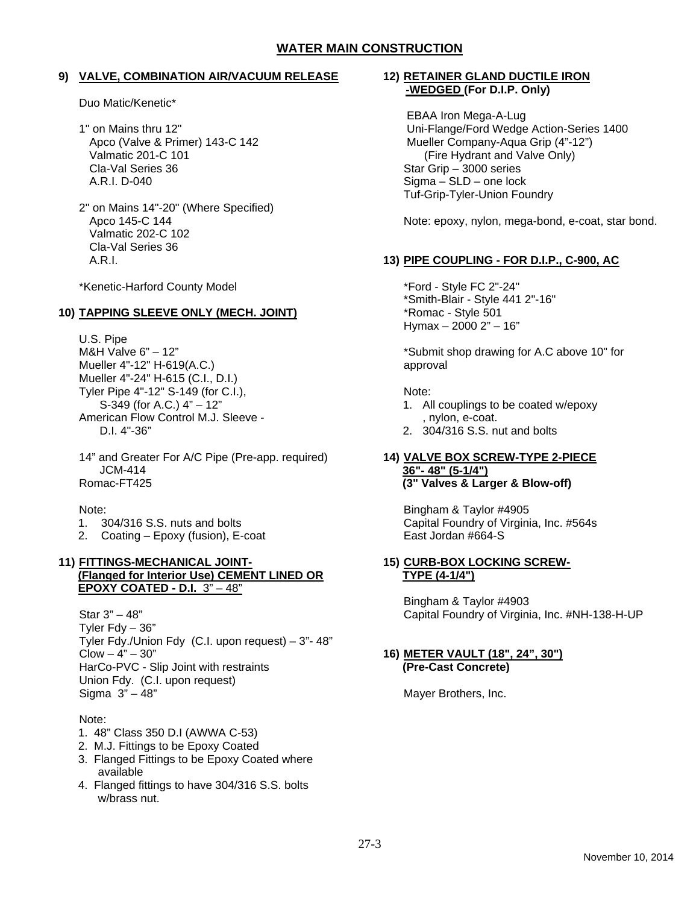# WATER MAIN CONSTRUCTION

## 9) VALVE, COMBINATION AIR/VACUUM RELEASE

Duo Matic/Kenetic*

1" on Mains thru 12"
Apco (Valve & Primer) 143-C 142
Valmatic 201-C 101
Cla-Val Series 36
A.R.I. D-040

2" on Mains 14"-20" (Where Specified)
Apco 145-C 144
Valmatic 202-C 102
Cla-Val Series 36
A.R.I.

*Kenetic-Harford County Model

## 10) TAPPING SLEEVE ONLY (MECH. JOINT)

U.S. Pipe
M&H Valve 6" – 12"
Mueller 4"-12" H-619(A.C.)
Mueller 4"-24" H-615 (C.I., D.I.)
Tyler Pipe 4"-12" S-149 (for C.I.),
S-349 (for A.C.) 4" – 12"
American Flow Control M.J. Sleeve -
D.I. 4"-36"

14" and Greater For A/C Pipe (Pre-app. required)
JCM-414
Romac-FT425

Note:

1. 304/316 S.S. nuts and bolts
2. Coating – Epoxy (fusion), E-coat

## 11) FITTINGS-MECHANICAL JOINT- (Flanged for Interior Use) CEMENT LINED OR EPOXY COATED - D.I. 3" – 48"

Star 3" – 48"
Tyler Fdy – 36"
Tyler Fdy./Union Fdy (C.I. upon request) – 3"- 48"
Clow – 4" – 30"
HarCo-PVC - Slip Joint with restraints
Union Fdy. (C.I. upon request)
Sigma 3" – 48"

Note:

1. 48" Class 350 D.I (AWWA C-53)
2. M.J. Fittings to be Epoxy Coated
3. Flanged Fittings to be Epoxy Coated where available
4. Flanged fittings to have 304/316 S.S. bolts w/brass nut.

## 12) RETAINER GLAND DUCTILE IRON -WEDGED (For D.I.P. Only)

EBAA Iron Mega-A-Lug
Uni-Flange/Ford Wedge Action-Series 1400
Mueller Company-Aqua Grip (4"-12")
(Fire Hydrant and Valve Only)
Star Grip – 3000 series
Sigma – SLD – one lock
Tuf-Grip-Tyler-Union Foundry

Note: epoxy, nylon, mega-bond, e-coat, star bond.

## 13) PIPE COUPLING - FOR D.I.P., C-900, AC

*Ford - Style FC 2"-24"
*Smith-Blair - Style 441 2"-16"
*Romac - Style 501
Hymax – 2000 2" – 16"

*Submit shop drawing for A.C above 10" for approval

Note:

1. All couplings to be coated w/epoxy , nylon, e-coat.
2. 304/316 S.S. nut and bolts

## 14) VALVE BOX SCREW-TYPE 2-PIECE 36"- 48" (5-1/4") (3" Valves & Larger & Blow-off)

Bingham & Taylor #4905
Capital Foundry of Virginia, Inc. #564s
East Jordan #664-S

## 15) CURB-BOX LOCKING SCREW-TYPE (4-1/4")

Bingham & Taylor #4903
Capital Foundry of Virginia, Inc. #NH-138-H-UP

## 16) METER VAULT (18", 24", 30") (Pre-Cast Concrete)

Mayer Brothers, Inc.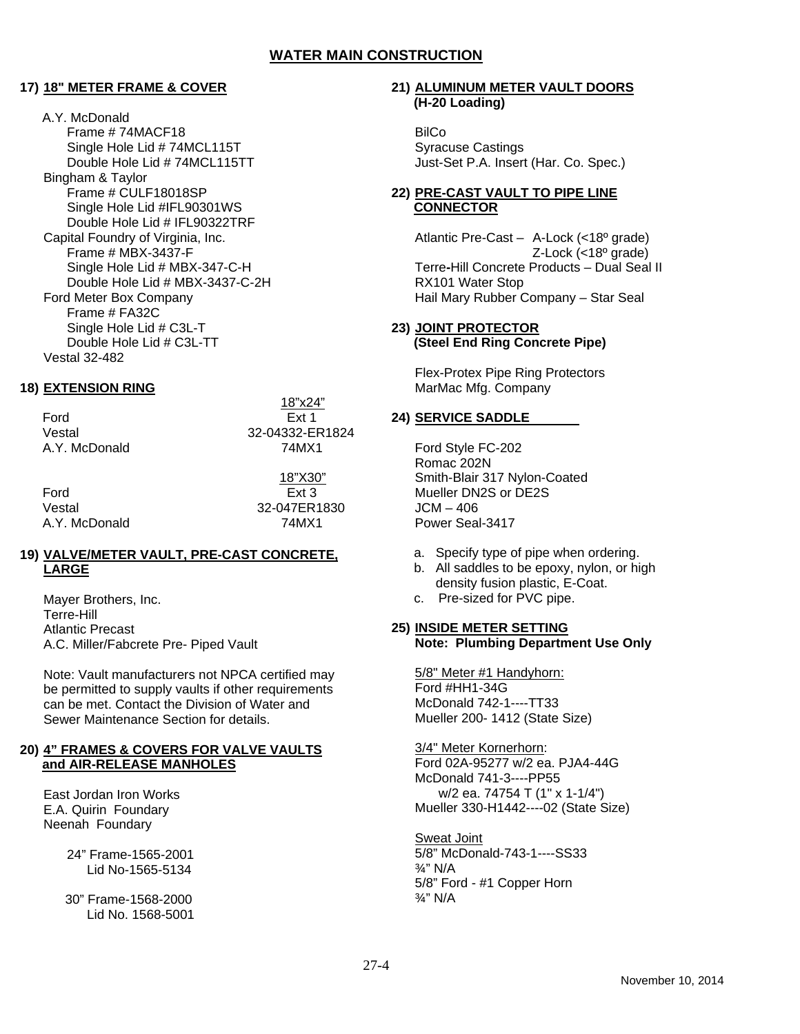# WATER MAIN CONSTRUCTION

## 17) 18" METER FRAME & COVER

A.Y. McDonald
- Frame # 74MACF18
- Single Hole Lid # 74MCL115T
- Double Hole Lid # 74MCL115TT

Bingham & Taylor
- Frame # CULF18018SP
- Single Hole Lid #IFL90301WS
- Double Hole Lid # IFL90322TRF

Capital Foundry of Virginia, Inc.
- Frame # MBX-3437-F
- Single Hole Lid # MBX-347-C-H
- Double Hole Lid # MBX-3437-C-2H

Ford Meter Box Company
- Frame # FA32C
- Single Hole Lid # C3L-T
- Double Hole Lid # C3L-TT

Vestal 32-482

## 18) EXTENSION RING

| | 18"x24" |
|---|---|
| Ford | Ext 1 |
| Vestal | 32-04332-ER1824 |
| A.Y. McDonald | 74MX1 |

| | 18"X30" |
|---|---|
| Ford | Ext 3 |
| Vestal | 32-047ER1830 |
| A.Y. McDonald | 74MX1 |

## 19) VALVE/METER VAULT, PRE-CAST CONCRETE, LARGE

Mayer Brothers, Inc.
Terre-Hill
Atlantic Precast
A.C. Miller/Fabcrete Pre- Piped Vault

Note: Vault manufacturers not NPCA certified may be permitted to supply vaults if other requirements can be met. Contact the Division of Water and Sewer Maintenance Section for details.

## 20) 4" FRAMES & COVERS FOR VALVE VAULTS and AIR-RELEASE MANHOLES

East Jordan Iron Works
E.A. Quirin Foundary
Neenah Foundary

24" Frame-1565-2001
Lid No-1565-5134

30" Frame-1568-2000
Lid No. 1568-5001

## 21) ALUMINUM METER VAULT DOORS (H-20 Loading)

BilCo
Syracuse Castings
Just-Set P.A. Insert (Har. Co. Spec.)

## 22) PRE-CAST VAULT TO PIPE LINE CONNECTOR

Atlantic Pre-Cast – A-Lock (<18º grade)
Z-Lock (<18º grade)
Terre-Hill Concrete Products – Dual Seal II
RX101 Water Stop
Hail Mary Rubber Company – Star Seal

## 23) JOINT PROTECTOR (Steel End Ring Concrete Pipe)

Flex-Protex Pipe Ring Protectors
MarMac Mfg. Company

## 24) SERVICE SADDLE

Ford Style FC-202
Romac 202N
Smith-Blair 317 Nylon-Coated
Mueller DN2S or DE2S
JCM – 406
Power Seal-3417

a. Specify type of pipe when ordering.
b. All saddles to be epoxy, nylon, or high density fusion plastic, E-Coat.
c. Pre-sized for PVC pipe.

## 25) INSIDE METER SETTING
**Note: Plumbing Department Use Only**

5/8" Meter #1 Handyhorn:
Ford #HH1-34G
McDonald 742-1----TT33
Mueller 200- 1412 (State Size)

3/4" Meter Kornerhorn:
Ford 02A-95277 w/2 ea. PJA4-44G
McDonald 741-3----PP55
w/2 ea. 74754 T (1" x 1-1/4")
Mueller 330-H1442----02 (State Size)

Sweat Joint
5/8" McDonald-743-1----SS33
¾" N/A
5/8" Ford - #1 Copper Horn
¾" N/A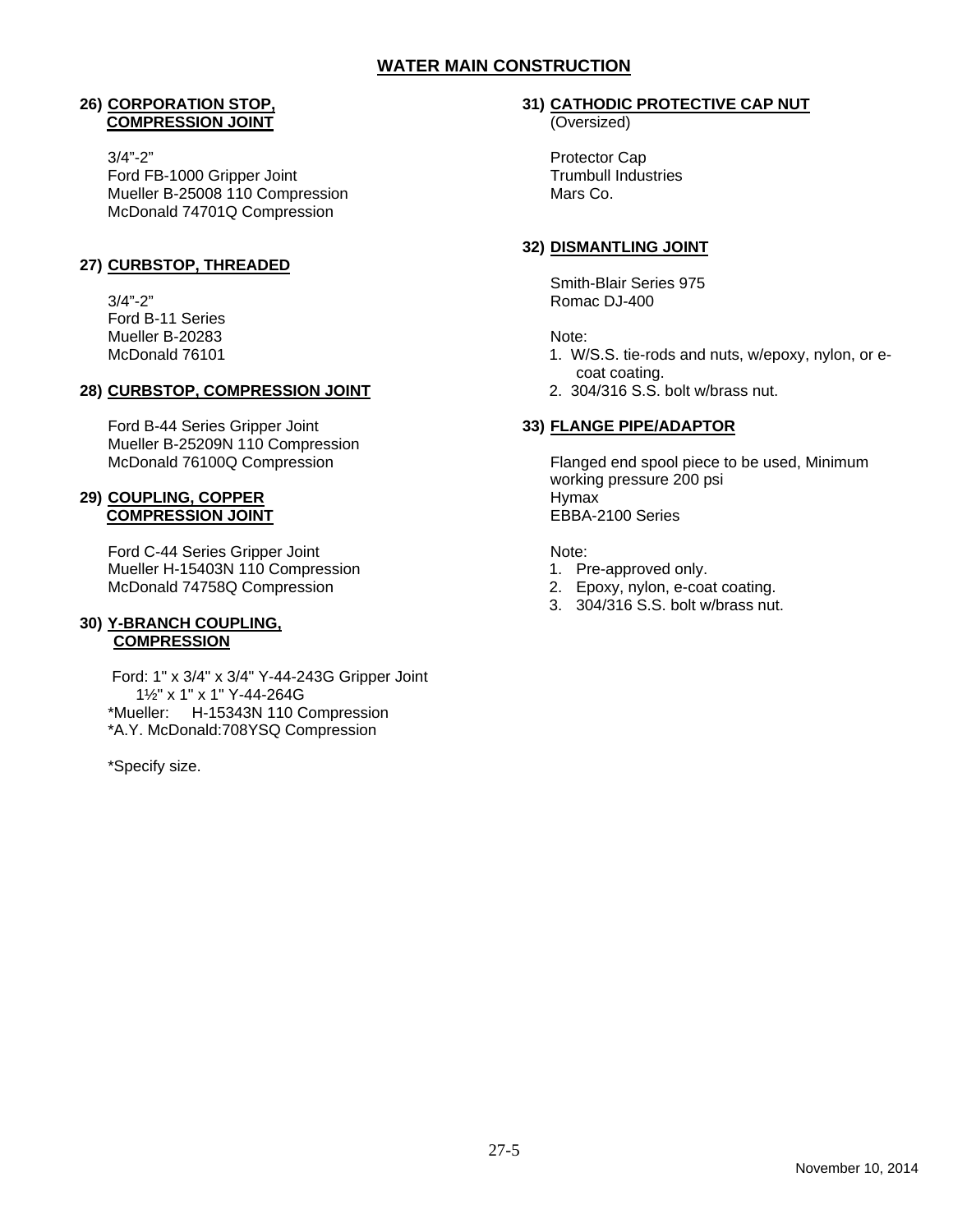# WATER MAIN CONSTRUCTION

**26) CORPORATION STOP, COMPRESSION JOINT**

3/4"-2"
Ford FB-1000 Gripper Joint
Mueller B-25008 110 Compression
McDonald 74701Q Compression

**27) CURBSTOP, THREADED**

3/4"-2"
Ford B-11 Series
Mueller B-20283
McDonald 76101

**28) CURBSTOP, COMPRESSION JOINT**

Ford B-44 Series Gripper Joint
Mueller B-25209N 110 Compression
McDonald 76100Q Compression

**29) COUPLING, COPPER COMPRESSION JOINT**

Ford C-44 Series Gripper Joint
Mueller H-15403N 110 Compression
McDonald 74758Q Compression

**30) Y-BRANCH COUPLING, COMPRESSION**

Ford: 1" x 3/4" x 3/4" Y-44-243G Gripper Joint
1½" x 1" x 1" Y-44-264G
*Mueller: H-15343N 110 Compression
*A.Y. McDonald:708YSQ Compression

*Specify size.

**31) CATHODIC PROTECTIVE CAP NUT**
(Oversized)

Protector Cap
Trumbull Industries
Mars Co.

**32) DISMANTLING JOINT**

Smith-Blair Series 975
Romac DJ-400

Note:
1. W/S.S. tie-rods and nuts, w/epoxy, nylon, or e-coat coating.
2. 304/316 S.S. bolt w/brass nut.

**33) FLANGE PIPE/ADAPTOR**

Flanged end spool piece to be used, Minimum working pressure 200 psi
Hymax
EBBA-2100 Series

Note:
1. Pre-approved only.
2. Epoxy, nylon, e-coat coating.
3. 304/316 S.S. bolt w/brass nut.

November 10, 2014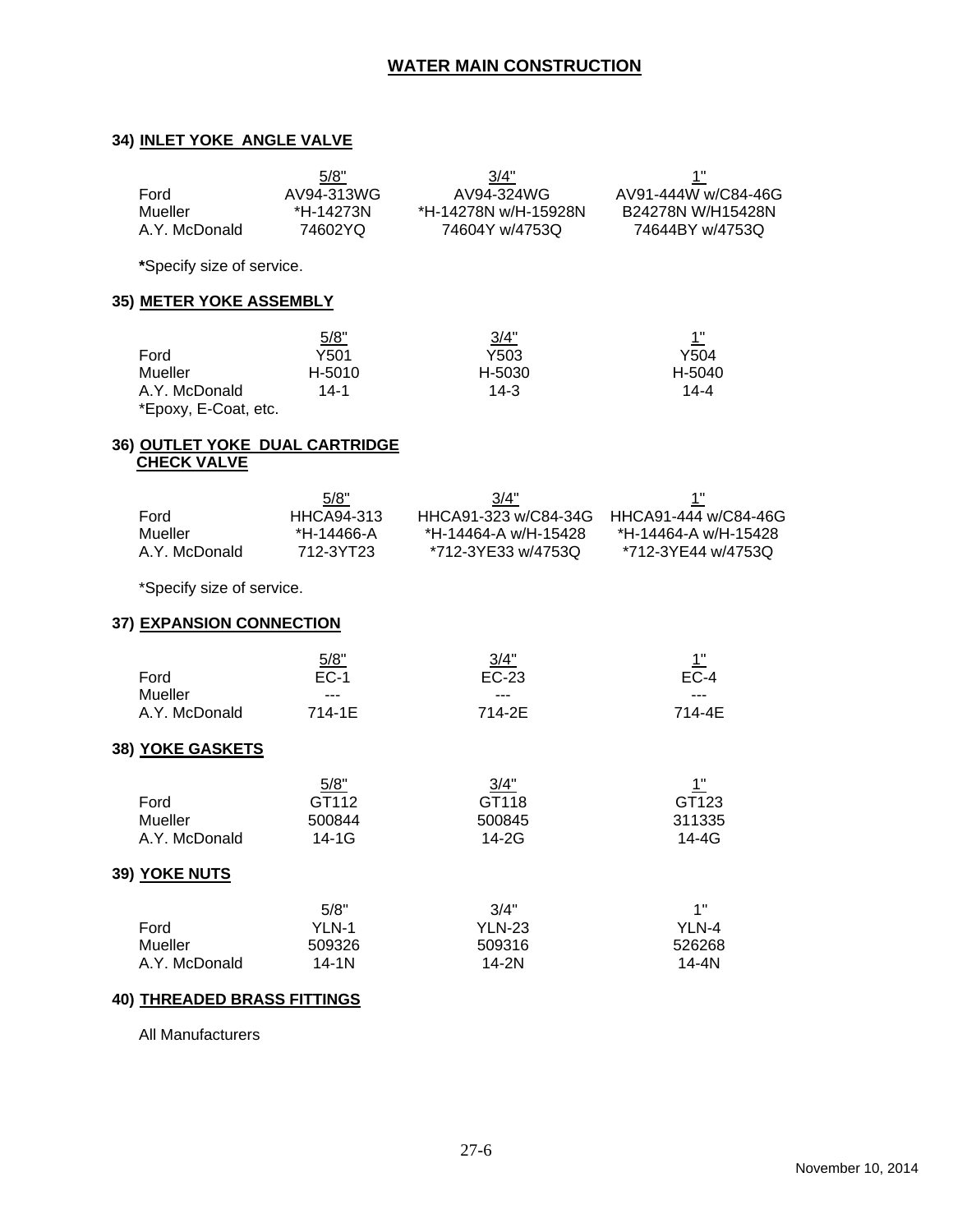# WATER MAIN CONSTRUCTION

### 34) INLET YOKE ANGLE VALVE

| | 5/8" | 3/4" | 1" |
|---|---|---|---|
| Ford | AV94-313WG | AV94-324WG | AV91-444W w/C84-46G |
| Mueller | *H-14273N | *H-14278N w/H-15928N | B24278N W/H15428N |
| A.Y. McDonald | 74602YQ | 74604Y w/4753Q | 74644BY w/4753Q |

***Specify size of service.**

### 35) METER YOKE ASSEMBLY

| | 5/8" | 3/4" | 1" |
|---|---|---|---|
| Ford | Y501 | Y503 | Y504 |
| Mueller | H-5010 | H-5030 | H-5040 |
| A.Y. McDonald | 14-1 | 14-3 | 14-4 |
| *Epoxy, E-Coat, etc. | | | |

### 36) OUTLET YOKE DUAL CARTRIDGE CHECK VALVE

| | 5/8" | 3/4" | 1" |
|---|---|---|---|
| Ford | HHCA94-313 | HHCA91-323 w/C84-34G | HHCA91-444 w/C84-46G |
| Mueller | *H-14466-A | *H-14464-A w/H-15428 | *H-14464-A w/H-15428 |
| A.Y. McDonald | 712-3YT23 | *712-3YE33 w/4753Q | *712-3YE44 w/4753Q |

*Specify size of service.

### 37) EXPANSION CONNECTION

| | 5/8" | 3/4" | 1" |
|---|---|---|---|
| Ford | EC-1 | EC-23 | EC-4 |
| Mueller | --- | --- | --- |
| A.Y. McDonald | 714-1E | 714-2E | 714-4E |

### 38) YOKE GASKETS

| | 5/8" | 3/4" | 1" |
|---|---|---|---|
| Ford | GT112 | GT118 | GT123 |
| Mueller | 500844 | 500845 | 311335 |
| A.Y. McDonald | 14-1G | 14-2G | 14-4G |

### 39) YOKE NUTS

| | 5/8" | 3/4" | 1" |
|---|---|---|---|
| Ford | YLN-1 | YLN-23 | YLN-4 |
| Mueller | 509326 | 509316 | 526268 |
| A.Y. McDonald | 14-1N | 14-2N | 14-4N |

### 40) THREADED BRASS FITTINGS

All Manufacturers

27-6

November 10, 2014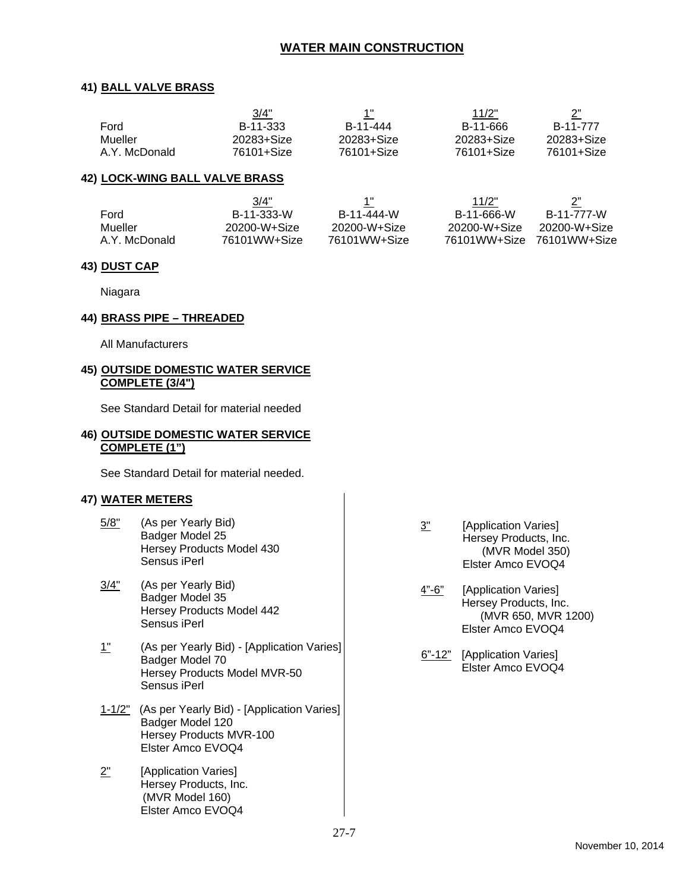## WATER MAIN CONSTRUCTION

### 41) BALL VALVE BRASS

| | 3/4" | 1" | 11/2" | 2" |
|---|---|---|---|---|
| Ford | B-11-333 | B-11-444 | B-11-666 | B-11-777 |
| Mueller | 20283+Size | 20283+Size | 20283+Size | 20283+Size |
| A.Y. McDonald | 76101+Size | 76101+Size | 76101+Size | 76101+Size |

### 42) LOCK-WING BALL VALVE BRASS

| | 3/4" | 1" | 11/2" | 2" |
|---|---|---|---|---|
| Ford | B-11-333-W | B-11-444-W | B-11-666-W | B-11-777-W |
| Mueller | 20200-W+Size | 20200-W+Size | 20200-W+Size | 20200-W+Size |
| A.Y. McDonald | 76101WW+Size | 76101WW+Size | 76101WW+Size | 76101WW+Size |

### 43) DUST CAP

Niagara

### 44) BRASS PIPE – THREADED

All Manufacturers

### 45) OUTSIDE DOMESTIC WATER SERVICE COMPLETE (3/4")

See Standard Detail for material needed

### 46) OUTSIDE DOMESTIC WATER SERVICE COMPLETE (1")

See Standard Detail for material needed.

### 47) WATER METERS

5/8" (As per Yearly Bid)
- Badger Model 25
- Hersey Products Model 430
- Sensus iPerl

3/4" (As per Yearly Bid)
- Badger Model 35
- Hersey Products Model 442
- Sensus iPerl

1" (As per Yearly Bid) - [Application Varies]
- Badger Model 70
- Hersey Products Model MVR-50
- Sensus iPerl

1-1/2" (As per Yearly Bid) - [Application Varies]
- Badger Model 120
- Hersey Products MVR-100
- Elster Amco EVOQ4

2" [Application Varies]
- Hersey Products, Inc. (MVR Model 160)
- Elster Amco EVOQ4

3" [Application Varies]
- Hersey Products, Inc. (MVR Model 350)
- Elster Amco EVOQ4

4"-6" [Application Varies]
- Hersey Products, Inc. (MVR 650, MVR 1200)
- Elster Amco EVOQ4

6"-12" [Application Varies]
- Elster Amco EVOQ4

November 10, 2014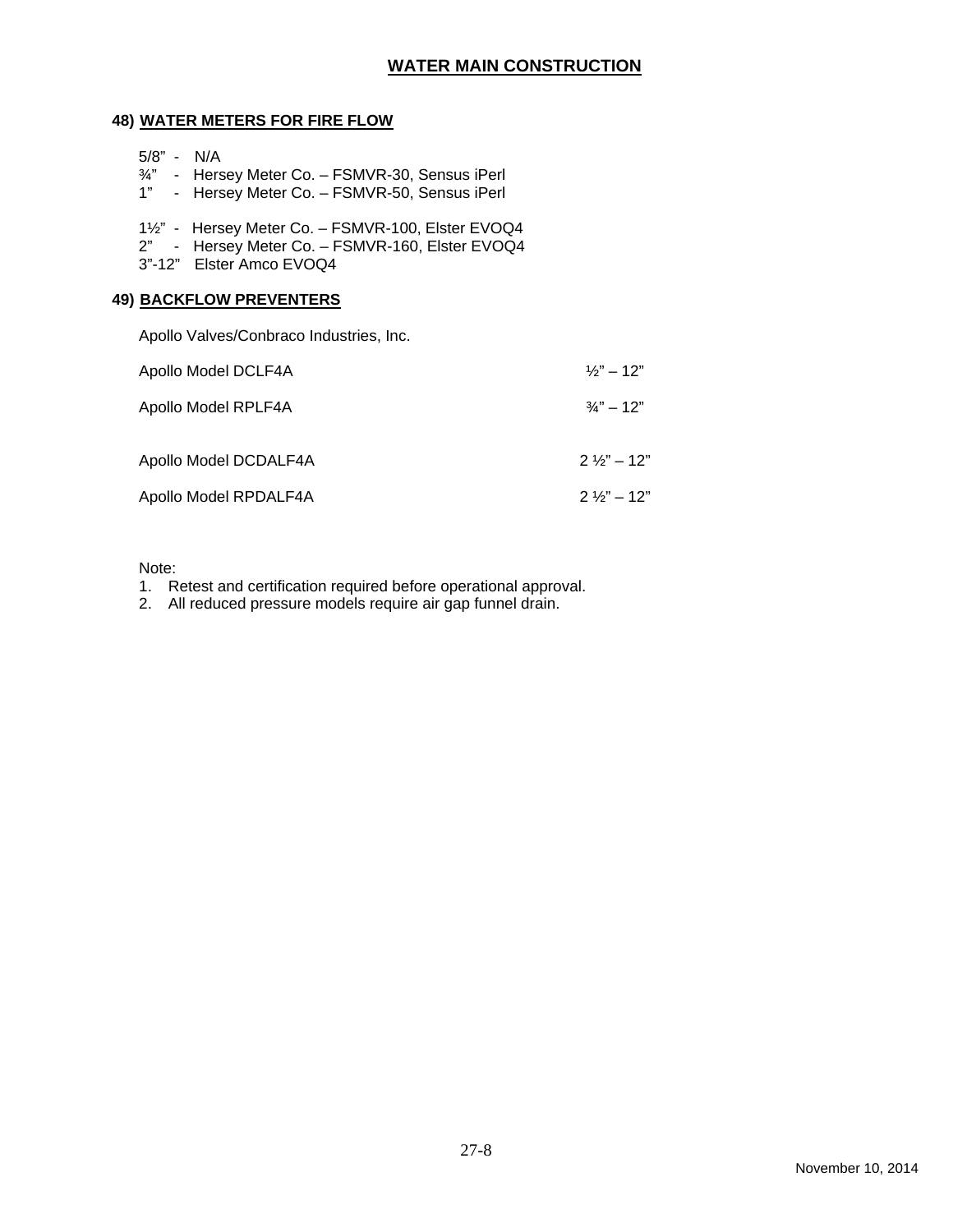# WATER MAIN CONSTRUCTION

## 48) WATER METERS FOR FIRE FLOW

5/8" - N/A
¾" - Hersey Meter Co. – FSMVR-30, Sensus iPerl
1" - Hersey Meter Co. – FSMVR-50, Sensus iPerl

1½" - Hersey Meter Co. – FSMVR-100, Elster EVOQ4
2" - Hersey Meter Co. – FSMVR-160, Elster EVOQ4
3"-12" Elster Amco EVOQ4

## 49) BACKFLOW PREVENTERS

Apollo Valves/Conbraco Industries, Inc.

| | |
|---|---|
| Apollo Model DCLF4A | ½" – 12" |
| Apollo Model RPLF4A | ¾" – 12" |
| Apollo Model DCDALF4A | 2 ½" – 12" |
| Apollo Model RPDALF4A | 2 ½" – 12" |

Note:

1. Retest and certification required before operational approval.
2. All reduced pressure models require air gap funnel drain.

November 10, 2014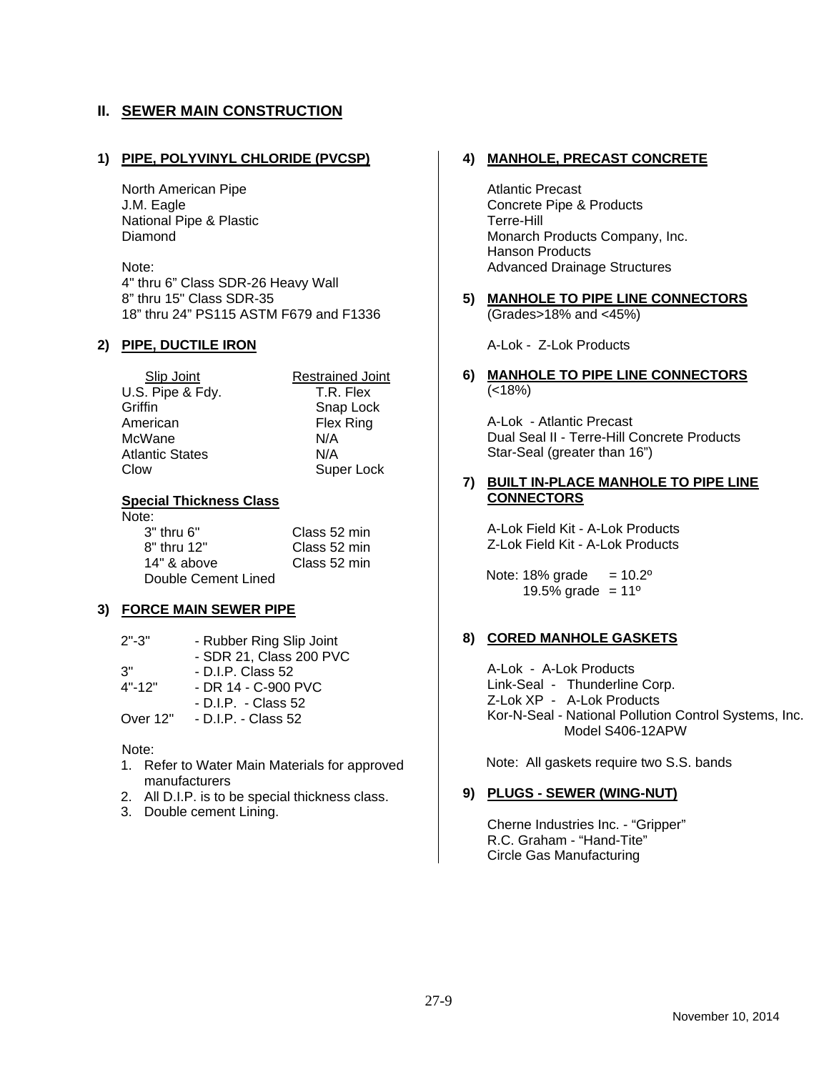## II. SEWER MAIN CONSTRUCTION

### 1) PIPE, POLYVINYL CHLORIDE (PVCSP)

North American Pipe
J.M. Eagle
National Pipe & Plastic
Diamond

Note:
4" thru 6" Class SDR-26 Heavy Wall
8" thru 15" Class SDR-35
18" thru 24" PS115 ASTM F679 and F1336

### 2) PIPE, DUCTILE IRON

| Slip Joint | Restrained Joint |
|---|---|
| U.S. Pipe & Fdy. | T.R. Flex |
| Griffin | Snap Lock |
| American | Flex Ring |
| McWane | N/A |
| Atlantic States | N/A |
| Clow | Super Lock |

**Special Thickness Class**

Note:

| | |
|---|---|
| 3" thru 6" | Class 52 min |
| 8" thru 12" | Class 52 min |
| 14" & above | Class 52 min |

Double Cement Lined

### 3) FORCE MAIN SEWER PIPE

| | |
|---|---|
| 2"-3" | - Rubber Ring Slip Joint |
| | - SDR 21, Class 200 PVC |
| 3" | - D.I.P. Class 52 |
| 4"-12" | - DR 14 - C-900 PVC |
| | - D.I.P. - Class 52 |
| Over 12" | - D.I.P. - Class 52 |

Note:

1. Refer to Water Main Materials for approved manufacturers
2. All D.I.P. is to be special thickness class.
3. Double cement Lining.

### 4) MANHOLE, PRECAST CONCRETE

Atlantic Precast
Concrete Pipe & Products
Terre-Hill
Monarch Products Company, Inc.
Hanson Products
Advanced Drainage Structures

### 5) MANHOLE TO PIPE LINE CONNECTORS
(Grades>18% and <45%)

A-Lok - Z-Lok Products

### 6) MANHOLE TO PIPE LINE CONNECTORS
(<18%)

A-Lok - Atlantic Precast
Dual Seal II - Terre-Hill Concrete Products
Star-Seal (greater than 16")

### 7) BUILT IN-PLACE MANHOLE TO PIPE LINE CONNECTORS

A-Lok Field Kit - A-Lok Products
Z-Lok Field Kit - A-Lok Products

Note: 18% grade = 10.2º
19.5% grade = 11º

### 8) CORED MANHOLE GASKETS

A-Lok - A-Lok Products
Link-Seal - Thunderline Corp.
Z-Lok XP - A-Lok Products
Kor-N-Seal - National Pollution Control Systems, Inc. Model S406-12APW

Note: All gaskets require two S.S. bands

### 9) PLUGS - SEWER (WING-NUT)

Cherne Industries Inc. - "Gripper"
R.C. Graham - "Hand-Tite"
Circle Gas Manufacturing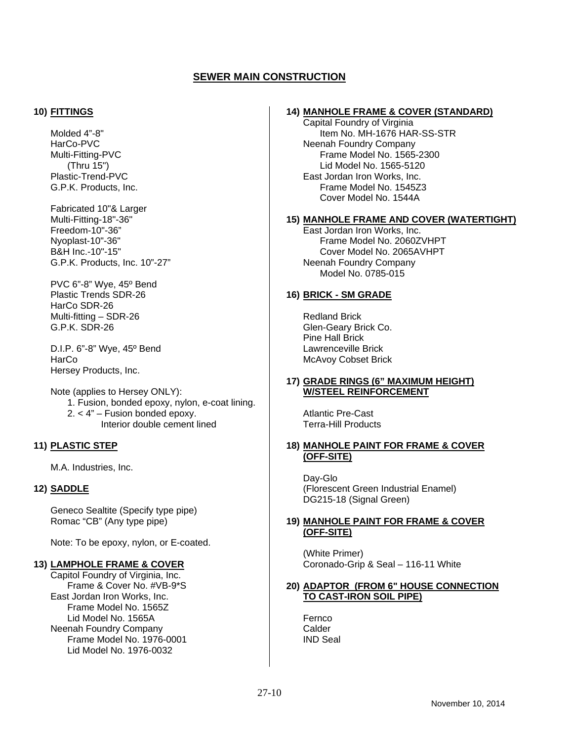## SEWER MAIN CONSTRUCTION

**10) FITTINGS**

Molded 4”-8"
HarCo-PVC
Multi-Fitting-PVC
(Thru 15")
Plastic-Trend-PVC
G.P.K. Products, Inc.

Fabricated 10"& Larger
Multi-Fitting-18"-36"
Freedom-10"-36”
Nyoplast-10"-36"
B&H Inc.-10"-15"
G.P.K. Products, Inc. 10”-27”

PVC 6”-8” Wye, 45º Bend
Plastic Trends SDR-26
HarCo SDR-26
Multi-fitting – SDR-26
G.P.K. SDR-26

D.I.P. 6”-8” Wye, 45º Bend
HarCo
Hersey Products, Inc.

Note (applies to Hersey ONLY):
1. Fusion, bonded epoxy, nylon, e-coat lining.
2. < 4” – Fusion bonded epoxy.
Interior double cement lined

**11) PLASTIC STEP**

M.A. Industries, Inc.

**12) SADDLE**

Geneco Sealtite (Specify type pipe)
Romac “CB” (Any type pipe)

Note: To be epoxy, nylon, or E-coated.

**13) LAMPHOLE FRAME & COVER**

Capitol Foundry of Virginia, Inc.
Frame & Cover No. #VB-9*S
East Jordan Iron Works, Inc.
Frame Model No. 1565Z
Lid Model No. 1565A
Neenah Foundry Company
Frame Model No. 1976-0001
Lid Model No. 1976-0032

**14) MANHOLE FRAME & COVER (STANDARD)**

Capital Foundry of Virginia
Item No. MH-1676 HAR-SS-STR
Neenah Foundry Company
Frame Model No. 1565-2300
Lid Model No. 1565-5120
East Jordan Iron Works, Inc.
Frame Model No. 1545Z3
Cover Model No. 1544A

**15) MANHOLE FRAME AND COVER (WATERTIGHT)**

East Jordan Iron Works, Inc.
Frame Model No. 2060ZVHPT
Cover Model No. 2065AVHPT
Neenah Foundry Company
Model No. 0785-015

**16) BRICK - SM GRADE**

Redland Brick
Glen-Geary Brick Co.
Pine Hall Brick
Lawrenceville Brick
McAvoy Cobset Brick

**17) GRADE RINGS (6” MAXIMUM HEIGHT) W/STEEL REINFORCEMENT**

Atlantic Pre-Cast
Terra-Hill Products

**18) MANHOLE PAINT FOR FRAME & COVER (OFF-SITE)**

Day-Glo
(Florescent Green Industrial Enamel)
DG215-18 (Signal Green)

**19) MANHOLE PAINT FOR FRAME & COVER (OFF-SITE)**

(White Primer)
Coronado-Grip & Seal – 116-11 White

**20) ADAPTOR (FROM 6" HOUSE CONNECTION TO CAST-IRON SOIL PIPE)**

Fernco
Calder
IND Seal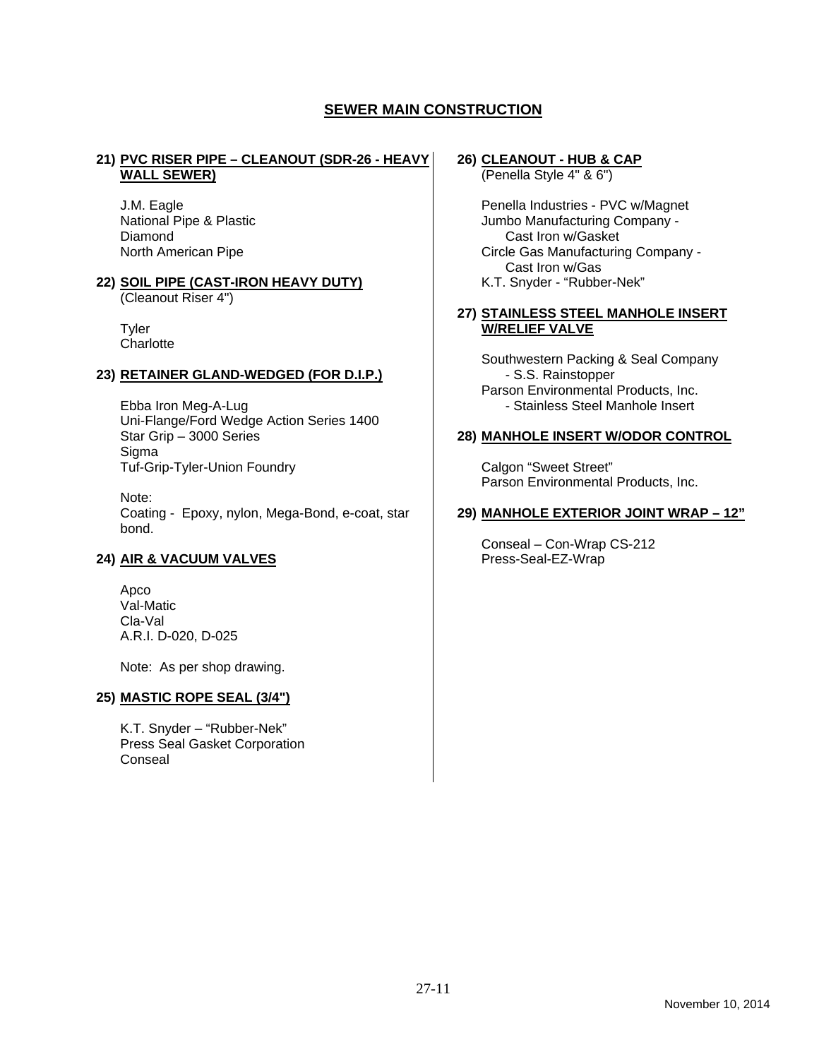## SEWER MAIN CONSTRUCTION

**21) PVC RISER PIPE – CLEANOUT (SDR-26 - HEAVY WALL SEWER)**

J.M. Eagle
National Pipe & Plastic
Diamond
North American Pipe

**22) SOIL PIPE (CAST-IRON HEAVY DUTY)**
(Cleanout Riser 4")

Tyler
Charlotte

**23) RETAINER GLAND-WEDGED (FOR D.I.P.)**

Ebba Iron Meg-A-Lug
Uni-Flange/Ford Wedge Action Series 1400
Star Grip – 3000 Series
Sigma
Tuf-Grip-Tyler-Union Foundry

Note:
Coating - Epoxy, nylon, Mega-Bond, e-coat, star bond.

**24) AIR & VACUUM VALVES**

Apco
Val-Matic
Cla-Val
A.R.I. D-020, D-025

Note: As per shop drawing.

**25) MASTIC ROPE SEAL (3/4")**

K.T. Snyder – "Rubber-Nek"
Press Seal Gasket Corporation
Conseal

**26) CLEANOUT - HUB & CAP**
(Penella Style 4" & 6")

Penella Industries - PVC w/Magnet
Jumbo Manufacturing Company - Cast Iron w/Gasket
Circle Gas Manufacturing Company - Cast Iron w/Gas
K.T. Snyder - "Rubber-Nek"

**27) STAINLESS STEEL MANHOLE INSERT W/RELIEF VALVE**

Southwestern Packing & Seal Company - S.S. Rainstopper
Parson Environmental Products, Inc. - Stainless Steel Manhole Insert

**28) MANHOLE INSERT W/ODOR CONTROL**

Calgon "Sweet Street"
Parson Environmental Products, Inc.

**29) MANHOLE EXTERIOR JOINT WRAP – 12"**

Conseal – Con-Wrap CS-212
Press-Seal-EZ-Wrap

November 10, 2014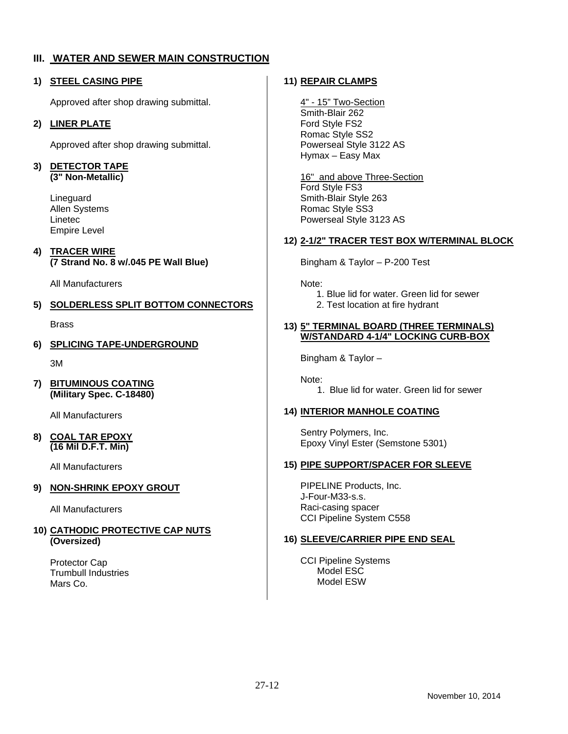## III. WATER AND SEWER MAIN CONSTRUCTION

### 1) STEEL CASING PIPE

Approved after shop drawing submittal.

### 2) LINER PLATE

Approved after shop drawing submittal.

### 3) DETECTOR TAPE (3" Non-Metallic)

Lineguard
Allen Systems
Linetec
Empire Level

### 4) TRACER WIRE (7 Strand No. 8 w/.045 PE Wall Blue)

All Manufacturers

### 5) SOLDERLESS SPLIT BOTTOM CONNECTORS

Brass

### 6) SPLICING TAPE-UNDERGROUND

3M

### 7) BITUMINOUS COATING (Military Spec. C-18480)

All Manufacturers

### 8) COAL TAR EPOXY (16 Mil D.F.T. Min)

All Manufacturers

### 9) NON-SHRINK EPOXY GROUT

All Manufacturers

### 10) CATHODIC PROTECTIVE CAP NUTS (Oversized)

Protector Cap
Trumbull Industries
Mars Co.

### 11) REPAIR CLAMPS

4" - 15" Two-Section
Smith-Blair 262
Ford Style FS2
Romac Style SS2
Powerseal Style 3122 AS
Hymax – Easy Max

16" and above Three-Section
Ford Style FS3
Smith-Blair Style 263
Romac Style SS3
Powerseal Style 3123 AS

### 12) 2-1/2" TRACER TEST BOX W/TERMINAL BLOCK

Bingham & Taylor – P-200 Test

Note:

1. Blue lid for water. Green lid for sewer
2. Test location at fire hydrant

### 13) 5" TERMINAL BOARD (THREE TERMINALS) W/STANDARD 4-1/4" LOCKING CURB-BOX

Bingham & Taylor –

Note:

1. Blue lid for water. Green lid for sewer

### 14) INTERIOR MANHOLE COATING

Sentry Polymers, Inc.
Epoxy Vinyl Ester (Semstone 5301)

### 15) PIPE SUPPORT/SPACER FOR SLEEVE

PIPELINE Products, Inc.
J-Four-M33-s.s.
Raci-casing spacer
CCI Pipeline System C558

### 16) SLEEVE/CARRIER PIPE END SEAL

CCI Pipeline Systems
- Model ESC
- Model ESW

November 10, 2014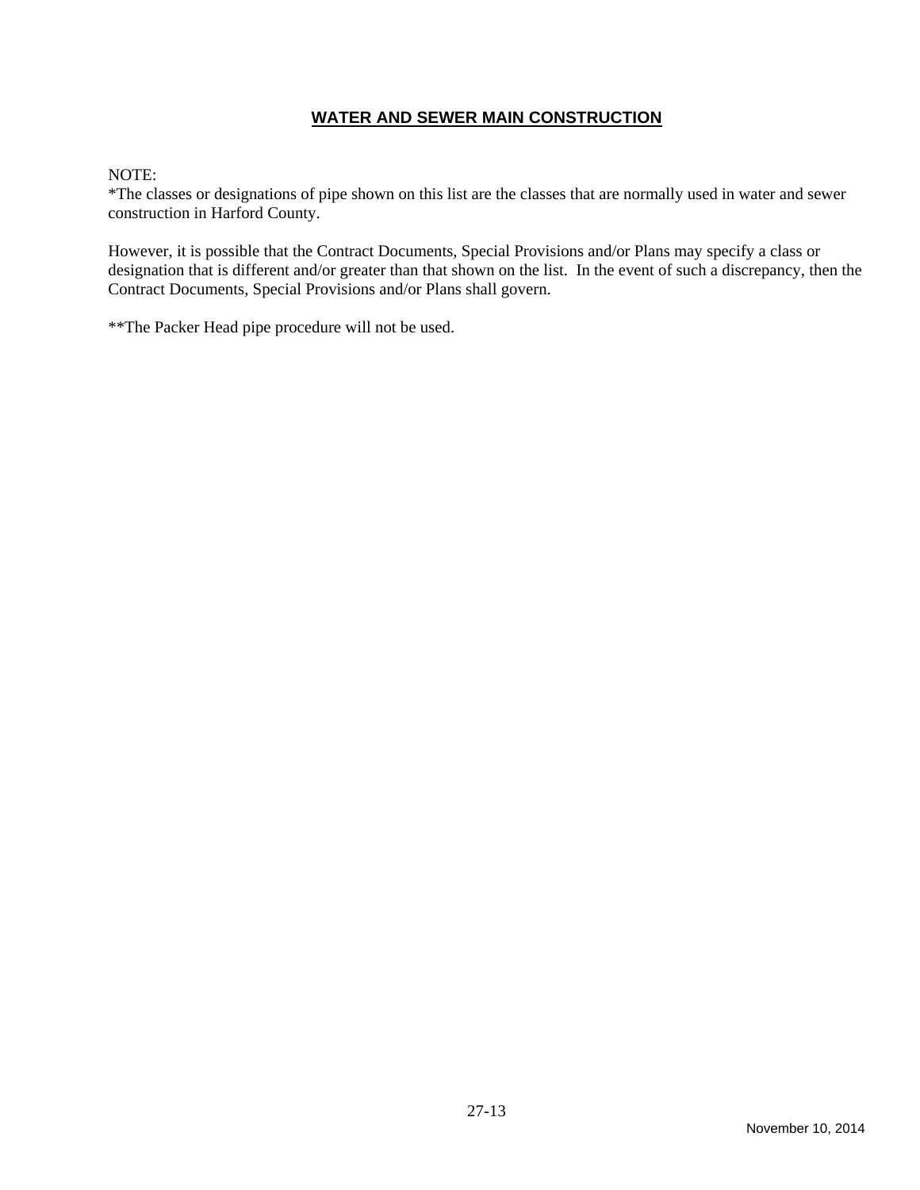## WATER AND SEWER MAIN CONSTRUCTION

NOTE:
*The classes or designations of pipe shown on this list are the classes that are normally used in water and sewer construction in Harford County.

However, it is possible that the Contract Documents, Special Provisions and/or Plans may specify a class or designation that is different and/or greater than that shown on the list. In the event of such a discrepancy, then the Contract Documents, Special Provisions and/or Plans shall govern.

**The Packer Head pipe procedure will not be used.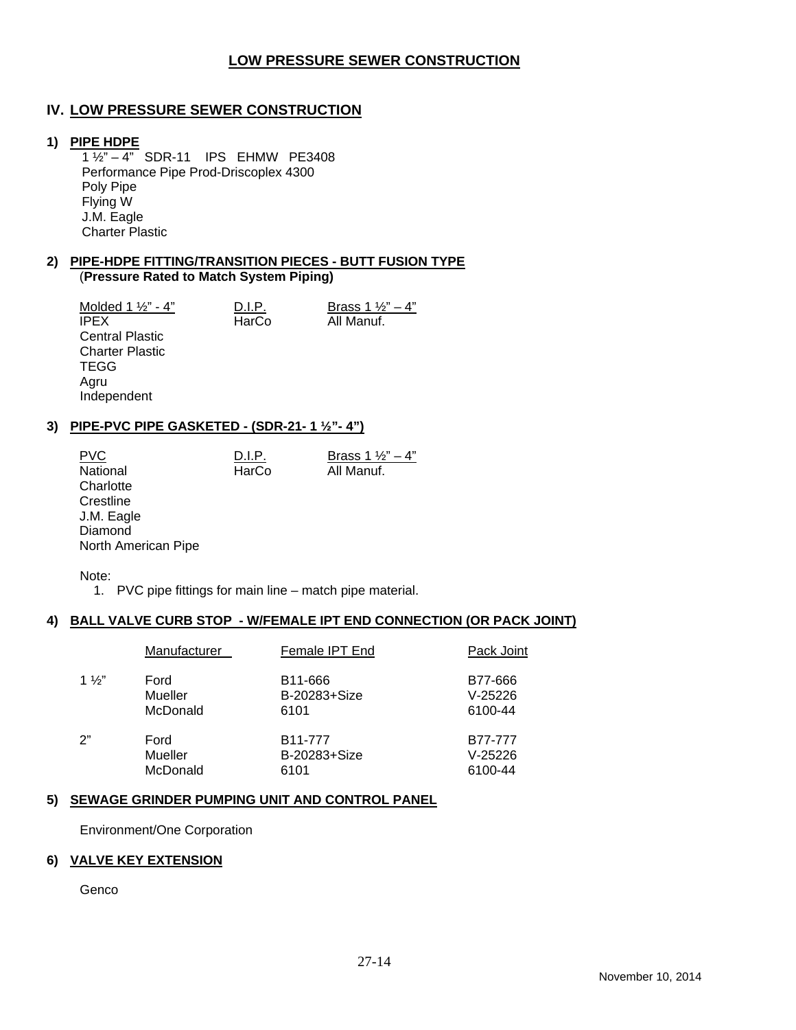# LOW PRESSURE SEWER CONSTRUCTION

## IV. LOW PRESSURE SEWER CONSTRUCTION

### 1) PIPE HDPE

1 ½" – 4" SDR-11 IPS EHMW PE3408
Performance Pipe Prod-Driscoplex 4300
Poly Pipe
Flying W
J.M. Eagle
Charter Plastic

### 2) PIPE-HDPE FITTING/TRANSITION PIECES - BUTT FUSION TYPE

**(Pressure Rated to Match System Piping)**

| Molded 1 ½" - 4" | D.I.P. | Brass 1 ½" – 4" |
|---|---|---|
| IPEX | HarCo | All Manuf. |
| Central Plastic | | |
| Charter Plastic | | |
| TEGG | | |
| Agru | | |
| Independent | | |

### 3) PIPE-PVC PIPE GASKETED - (SDR-21- 1 ½"- 4")

| PVC | D.I.P. | Brass 1 ½" – 4" |
|---|---|---|
| National | HarCo | All Manuf. |
| Charlotte | | |
| Crestline | | |
| J.M. Eagle | | |
| Diamond | | |
| North American Pipe | | |

Note:

1. PVC pipe fittings for main line – match pipe material.

### 4) BALL VALVE CURB STOP - W/FEMALE IPT END CONNECTION (OR PACK JOINT)

| | Manufacturer | Female IPT End | Pack Joint |
|---|---|---|---|
| 1 ½" | Ford | B11-666 | B77-666 |
| | Mueller | B-20283+Size | V-25226 |
| | McDonald | 6101 | 6100-44 |
| 2" | Ford | B11-777 | B77-777 |
| | Mueller | B-20283+Size | V-25226 |
| | McDonald | 6101 | 6100-44 |

### 5) SEWAGE GRINDER PUMPING UNIT AND CONTROL PANEL

Environment/One Corporation

### 6) VALVE KEY EXTENSION

Genco

November 10, 2014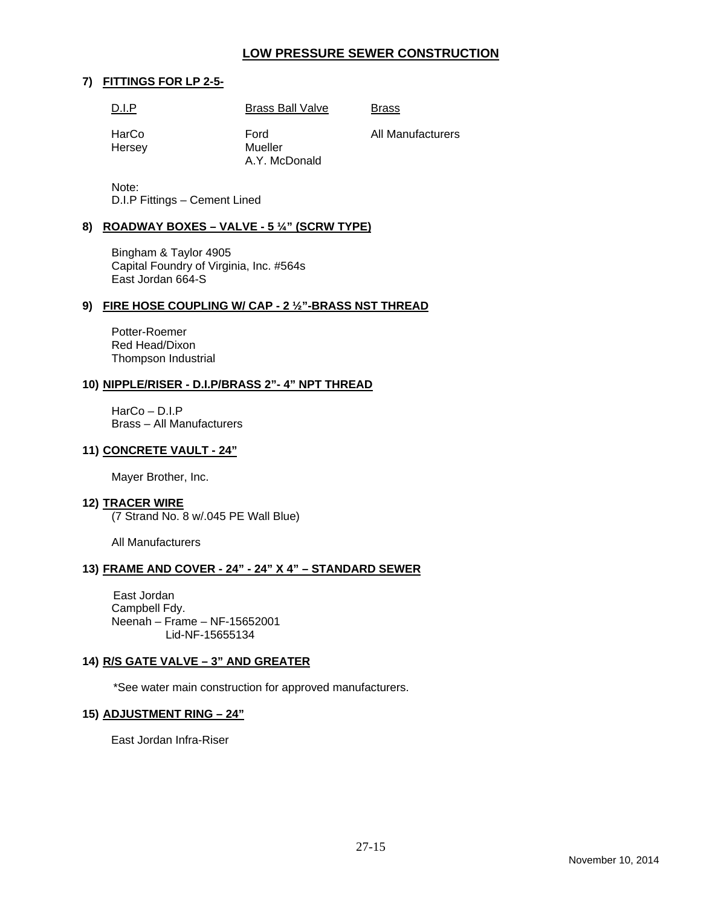# LOW PRESSURE SEWER CONSTRUCTION

**7) FITTINGS FOR LP 2-5-**

| D.I.P | Brass Ball Valve | Brass |
|---|---|---|
| HarCo | Ford | All Manufacturers |
| Hersey | Mueller | |
| | A.Y. McDonald | |

Note:
D.I.P Fittings – Cement Lined

**8) ROADWAY BOXES – VALVE - 5 ¼" (SCRW TYPE)**

Bingham & Taylor 4905
Capital Foundry of Virginia, Inc. #564s
East Jordan 664-S

**9) FIRE HOSE COUPLING W/ CAP - 2 ½"-BRASS NST THREAD**

Potter-Roemer
Red Head/Dixon
Thompson Industrial

**10) NIPPLE/RISER - D.I.P/BRASS 2"- 4" NPT THREAD**

HarCo – D.I.P
Brass – All Manufacturers

**11) CONCRETE VAULT - 24"**

Mayer Brother, Inc.

**12) TRACER WIRE**
(7 Strand No. 8 w/.045 PE Wall Blue)

All Manufacturers

**13) FRAME AND COVER - 24" - 24" X 4" – STANDARD SEWER**

East Jordan
Campbell Fdy.
Neenah – Frame – NF-15652001
Lid-NF-15655134

**14) R/S GATE VALVE – 3" AND GREATER**

*See water main construction for approved manufacturers.

**15) ADJUSTMENT RING – 24"**

East Jordan Infra-Riser

November 10, 2014